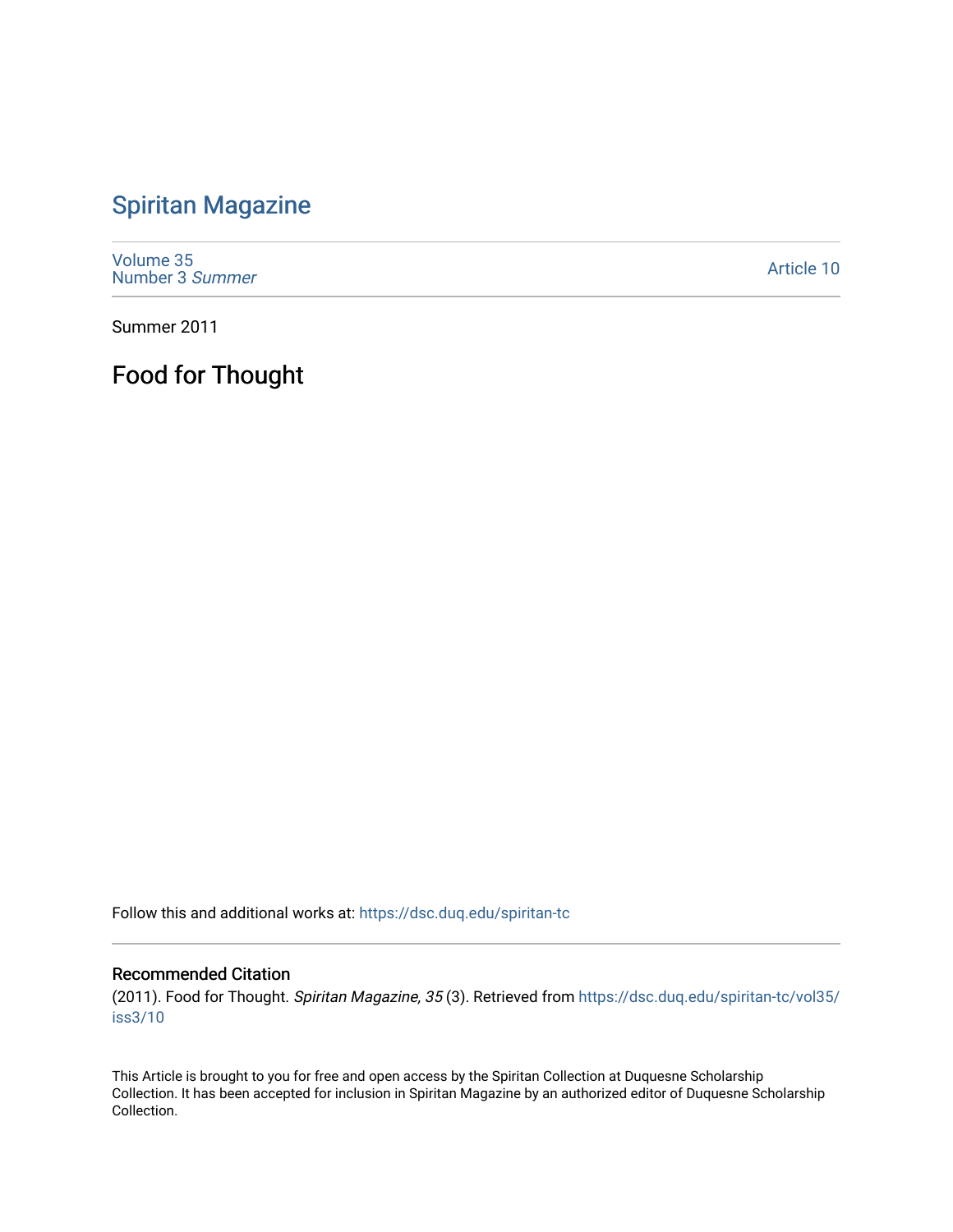# Spiritan Magazine

Volume 35
Number 3 *Summer*

Article 10

Summer 2011

## Food for Thought

Follow this and additional works at: https://dsc.duq.edu/spiritan-tc

### Recommended Citation

(2011). Food for Thought. *Spiritan Magazine, 35* (3). Retrieved from https://dsc.duq.edu/spiritan-tc/vol35/iss3/10

This Article is brought to you for free and open access by the Spiritan Collection at Duquesne Scholarship Collection. It has been accepted for inclusion in Spiritan Magazine by an authorized editor of Duquesne Scholarship Collection.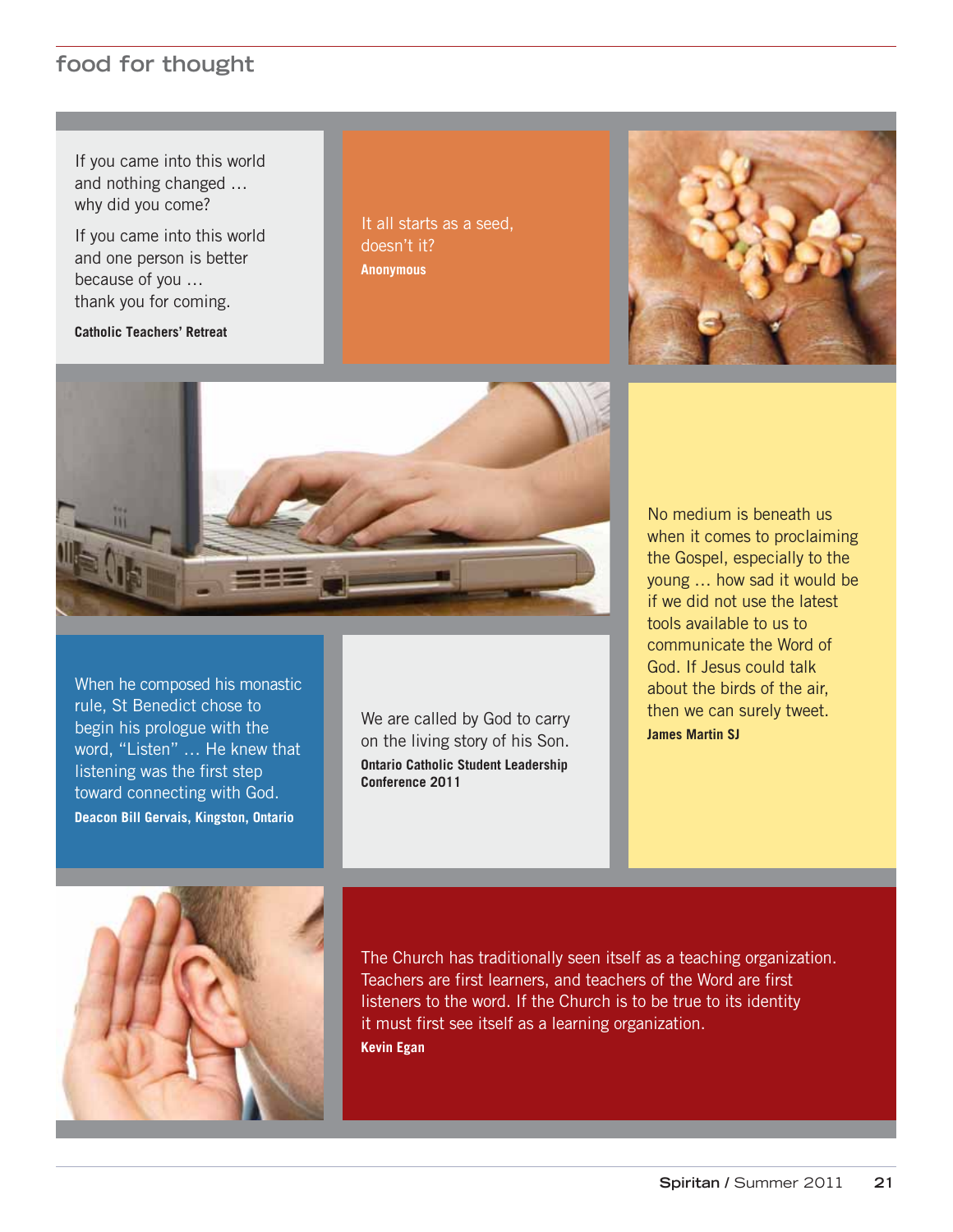## food for thought

If you came into this world
and nothing changed …
why did you come?

If you came into this world
and one person is better
because of you …
thank you for coming.

**Catholic Teachers' Retreat**

It all starts as a seed,
doesn't it?

**Anonymous**

No medium is beneath us when it comes to proclaiming the Gospel, especially to the young … how sad it would be if we did not use the latest tools available to us to communicate the Word of God. If Jesus could talk about the birds of the air, then we can surely tweet.

**James Martin SJ**

When he composed his monastic rule, St Benedict chose to begin his prologue with the word, "Listen" … He knew that listening was the first step toward connecting with God.

**Deacon Bill Gervais, Kingston, Ontario**

We are called by God to carry on the living story of his Son.

**Ontario Catholic Student Leadership Conference 2011**

The Church has traditionally seen itself as a teaching organization. Teachers are first learners, and teachers of the Word are first listeners to the word. If the Church is to be true to its identity it must first see itself as a learning organization.

**Kevin Egan**